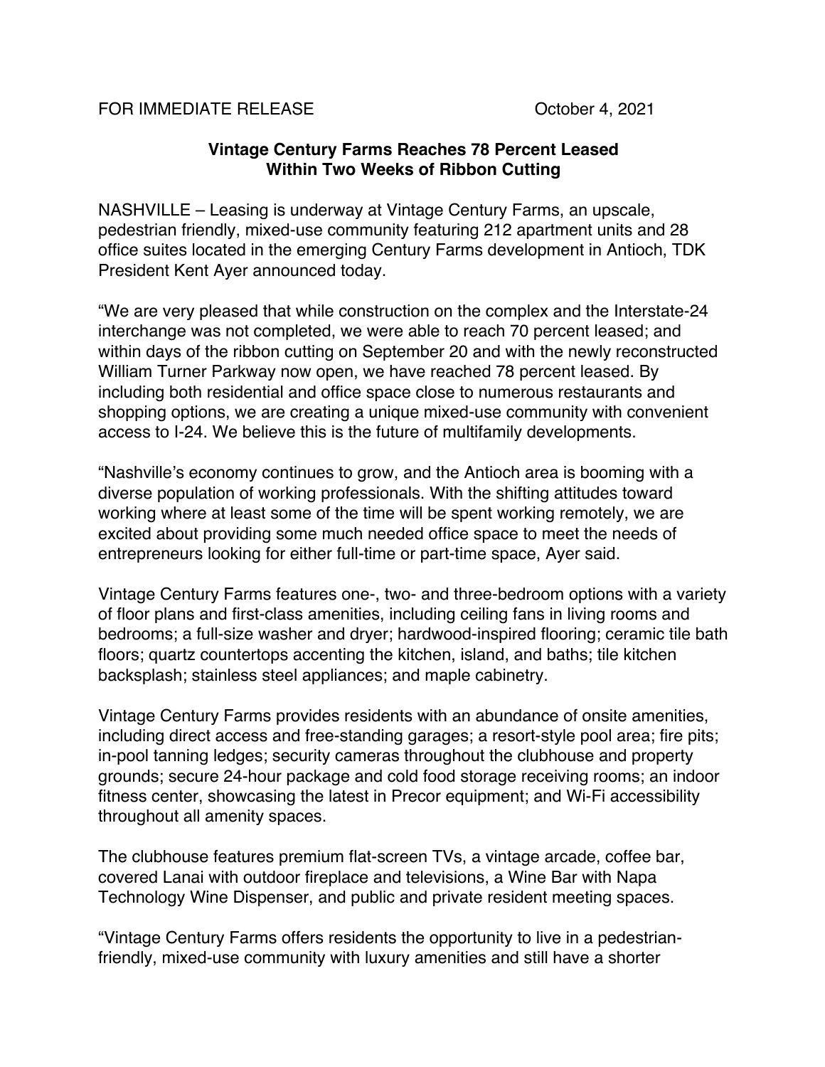FOR IMMEDIATE RELEASE October 4, 2021

**Vintage Century Farms Reaches 78 Percent Leased**
**Within Two Weeks of Ribbon Cutting**

NASHVILLE – Leasing is underway at Vintage Century Farms, an upscale, pedestrian friendly, mixed-use community featuring 212 apartment units and 28 office suites located in the emerging Century Farms development in Antioch, TDK President Kent Ayer announced today.

"We are very pleased that while construction on the complex and the Interstate-24 interchange was not completed, we were able to reach 70 percent leased; and within days of the ribbon cutting on September 20 and with the newly reconstructed William Turner Parkway now open, we have reached 78 percent leased. By including both residential and office space close to numerous restaurants and shopping options, we are creating a unique mixed-use community with convenient access to I-24. We believe this is the future of multifamily developments.

"Nashville's economy continues to grow, and the Antioch area is booming with a diverse population of working professionals. With the shifting attitudes toward working where at least some of the time will be spent working remotely, we are excited about providing some much needed office space to meet the needs of entrepreneurs looking for either full-time or part-time space, Ayer said.

Vintage Century Farms features one-, two- and three-bedroom options with a variety of floor plans and first-class amenities, including ceiling fans in living rooms and bedrooms; a full-size washer and dryer; hardwood-inspired flooring; ceramic tile bath floors; quartz countertops accenting the kitchen, island, and baths; tile kitchen backsplash; stainless steel appliances; and maple cabinetry.

Vintage Century Farms provides residents with an abundance of onsite amenities, including direct access and free-standing garages; a resort-style pool area; fire pits; in-pool tanning ledges; security cameras throughout the clubhouse and property grounds; secure 24-hour package and cold food storage receiving rooms; an indoor fitness center, showcasing the latest in Precor equipment; and Wi-Fi accessibility throughout all amenity spaces.

The clubhouse features premium flat-screen TVs, a vintage arcade, coffee bar, covered Lanai with outdoor fireplace and televisions, a Wine Bar with Napa Technology Wine Dispenser, and public and private resident meeting spaces.

"Vintage Century Farms offers residents the opportunity to live in a pedestrian-friendly, mixed-use community with luxury amenities and still have a shorter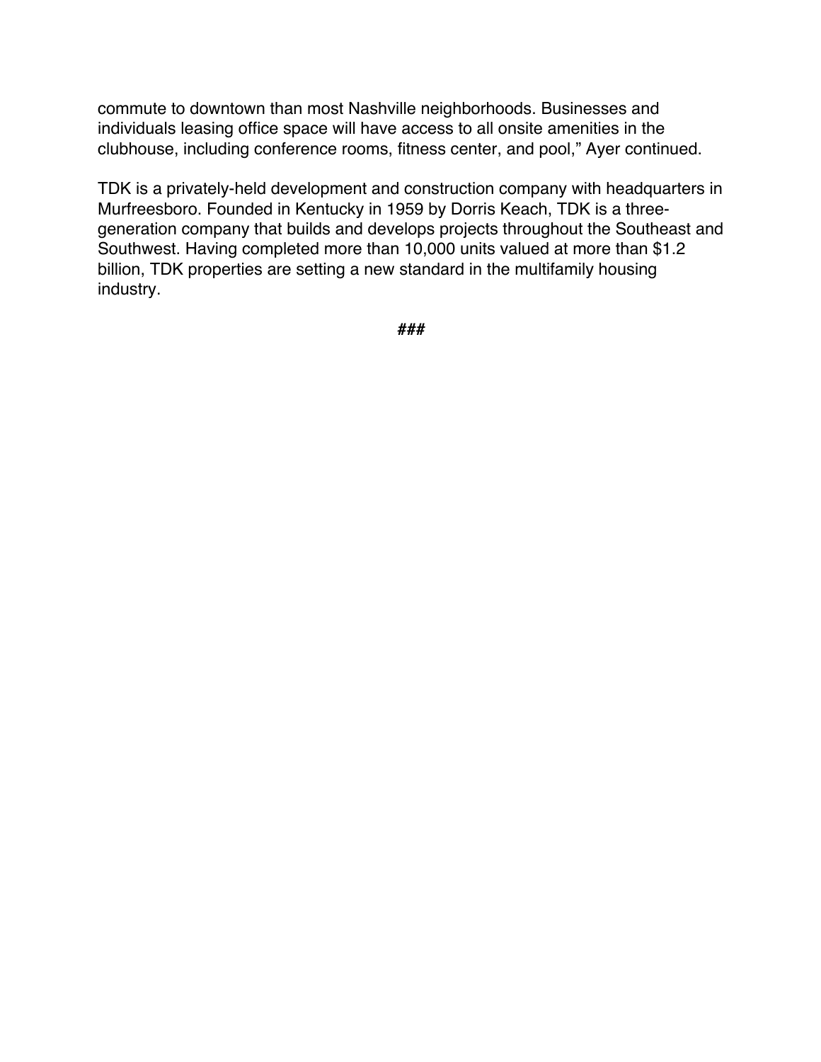commute to downtown than most Nashville neighborhoods. Businesses and individuals leasing office space will have access to all onsite amenities in the clubhouse, including conference rooms, fitness center, and pool," Ayer continued.

TDK is a privately-held development and construction company with headquarters in Murfreesboro. Founded in Kentucky in 1959 by Dorris Keach, TDK is a three-generation company that builds and develops projects throughout the Southeast and Southwest. Having completed more than 10,000 units valued at more than $1.2 billion, TDK properties are setting a new standard in the multifamily housing industry.

###